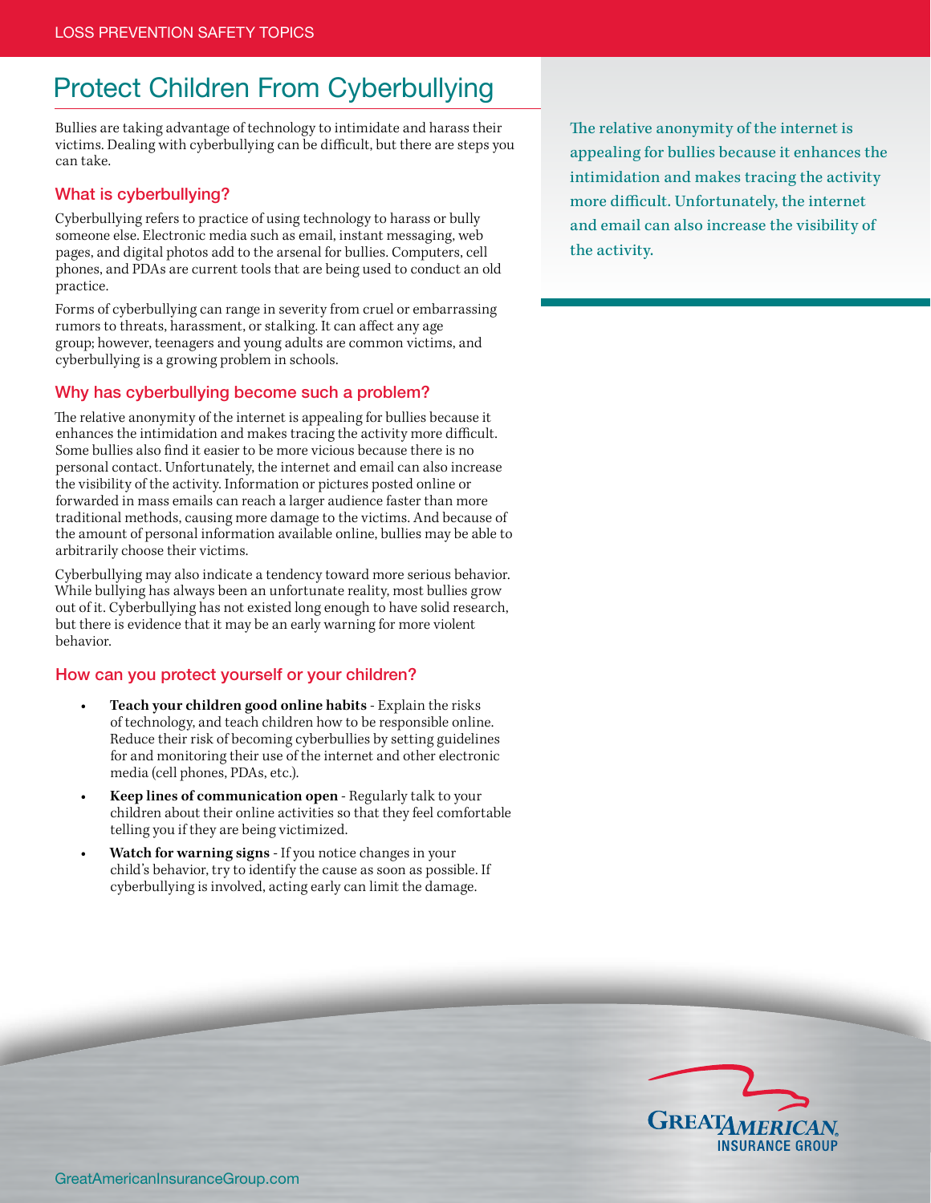# Protect Children From Cyberbullying

Bullies are taking advantage of technology to intimidate and harass their victims. Dealing with cyberbullying can be difficult, but there are steps you can take.

## What is cyberbullying?

Cyberbullying refers to practice of using technology to harass or bully someone else. Electronic media such as email, instant messaging, web pages, and digital photos add to the arsenal for bullies. Computers, cell phones, and PDAs are current tools that are being used to conduct an old practice.

Forms of cyberbullying can range in severity from cruel or embarrassing rumors to threats, harassment, or stalking. It can affect any age group; however, teenagers and young adults are common victims, and cyberbullying is a growing problem in schools.

## Why has cyberbullying become such a problem?

The relative anonymity of the internet is appealing for bullies because it enhances the intimidation and makes tracing the activity more difficult. Some bullies also find it easier to be more vicious because there is no personal contact. Unfortunately, the internet and email can also increase the visibility of the activity. Information or pictures posted online or forwarded in mass emails can reach a larger audience faster than more traditional methods, causing more damage to the victims. And because of the amount of personal information available online, bullies may be able to arbitrarily choose their victims.

Cyberbullying may also indicate a tendency toward more serious behavior. While bullying has always been an unfortunate reality, most bullies grow out of it. Cyberbullying has not existed long enough to have solid research, but there is evidence that it may be an early warning for more violent behavior.

## How can you protect yourself or your children?

- **Teach your children good online habits** - Explain the risks of technology, and teach children how to be responsible online. Reduce their risk of becoming cyberbullies by setting guidelines for and monitoring their use of the internet and other electronic media (cell phones, PDAs, etc.).
- **Keep lines of communication open** - Regularly talk to your children about their online activities so that they feel comfortable telling you if they are being victimized.
- **Watch for warning signs** - If you notice changes in your child's behavior, try to identify the cause as soon as possible. If cyberbullying is involved, acting early can limit the damage.

> The relative anonymity of the internet is appealing for bullies because it enhances the intimidation and makes tracing the activity more difficult. Unfortunately, the internet and email can also increase the visibility of the activity.

GreatAmericanInsuranceGroup.com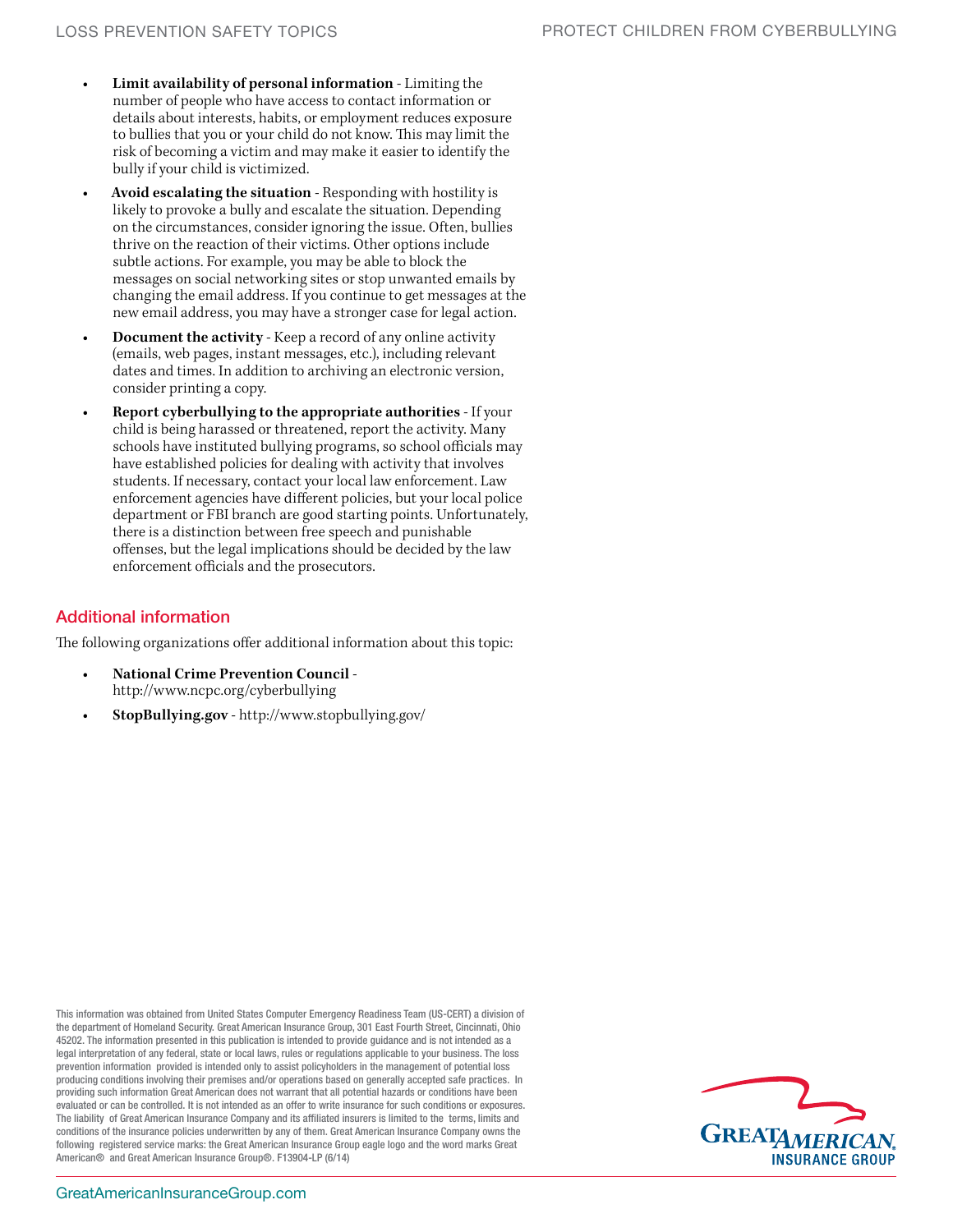- **Limit availability of personal information** - Limiting the number of people who have access to contact information or details about interests, habits, or employment reduces exposure to bullies that you or your child do not know. This may limit the risk of becoming a victim and may make it easier to identify the bully if your child is victimized.
- **Avoid escalating the situation** - Responding with hostility is likely to provoke a bully and escalate the situation. Depending on the circumstances, consider ignoring the issue. Often, bullies thrive on the reaction of their victims. Other options include subtle actions. For example, you may be able to block the messages on social networking sites or stop unwanted emails by changing the email address. If you continue to get messages at the new email address, you may have a stronger case for legal action.
- **Document the activity** - Keep a record of any online activity (emails, web pages, instant messages, etc.), including relevant dates and times. In addition to archiving an electronic version, consider printing a copy.
- **Report cyberbullying to the appropriate authorities** - If your child is being harassed or threatened, report the activity. Many schools have instituted bullying programs, so school officials may have established policies for dealing with activity that involves students. If necessary, contact your local law enforcement. Law enforcement agencies have different policies, but your local police department or FBI branch are good starting points. Unfortunately, there is a distinction between free speech and punishable offenses, but the legal implications should be decided by the law enforcement officials and the prosecutors.

## Additional information

The following organizations offer additional information about this topic:

- **National Crime Prevention Council** - http://www.ncpc.org/cyberbullying
- **StopBullying.gov** - http://www.stopbullying.gov/

This information was obtained from United States Computer Emergency Readiness Team (US-CERT) a division of the department of Homeland Security. Great American Insurance Group, 301 East Fourth Street, Cincinnati, Ohio 45202. The information presented in this publication is intended to provide guidance and is not intended as a legal interpretation of any federal, state or local laws, rules or regulations applicable to your business. The loss prevention information provided is intended only to assist policyholders in the management of potential loss producing conditions involving their premises and/or operations based on generally accepted safe practices. In providing such information Great American does not warrant that all potential hazards or conditions have been evaluated or can be controlled. It is not intended as an offer to write insurance for such conditions or exposures. The liability of Great American Insurance Company and its affiliated insurers is limited to the terms, limits and conditions of the insurance policies underwritten by any of them. Great American Insurance Company owns the following registered service marks: the Great American Insurance Group eagle logo and the word marks Great American® and Great American Insurance Group®. F13904-LP (6/14)

GreatAmericanInsuranceGroup.com